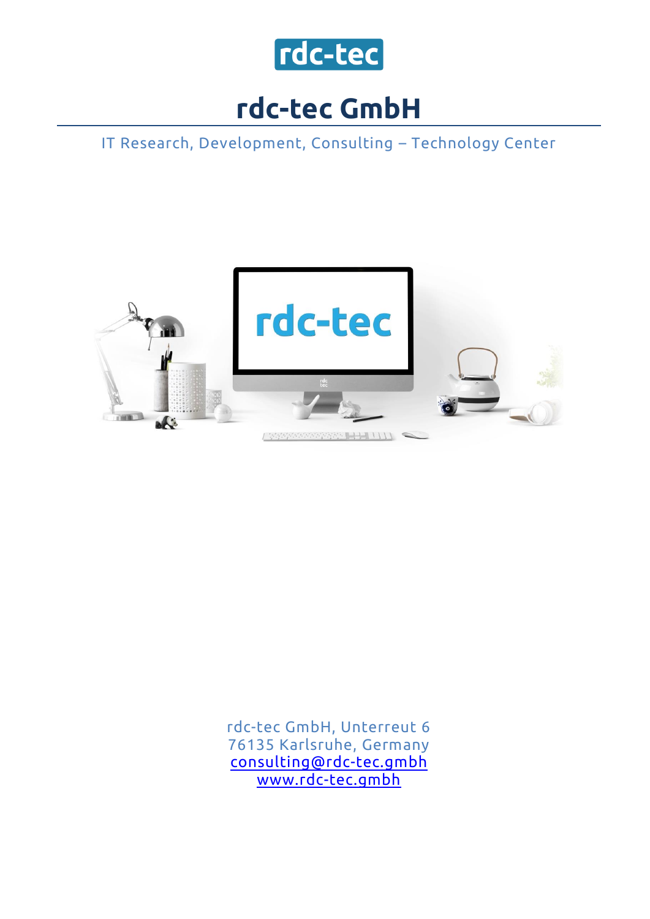rdc-tec

# rdc-tec GmbH

IT Research, Development, Consulting – Technology Center

rdc-tec GmbH, Unterreut 6
76135 Karlsruhe, Germany
consulting@rdc-tec.gmbh
www.rdc-tec.gmbh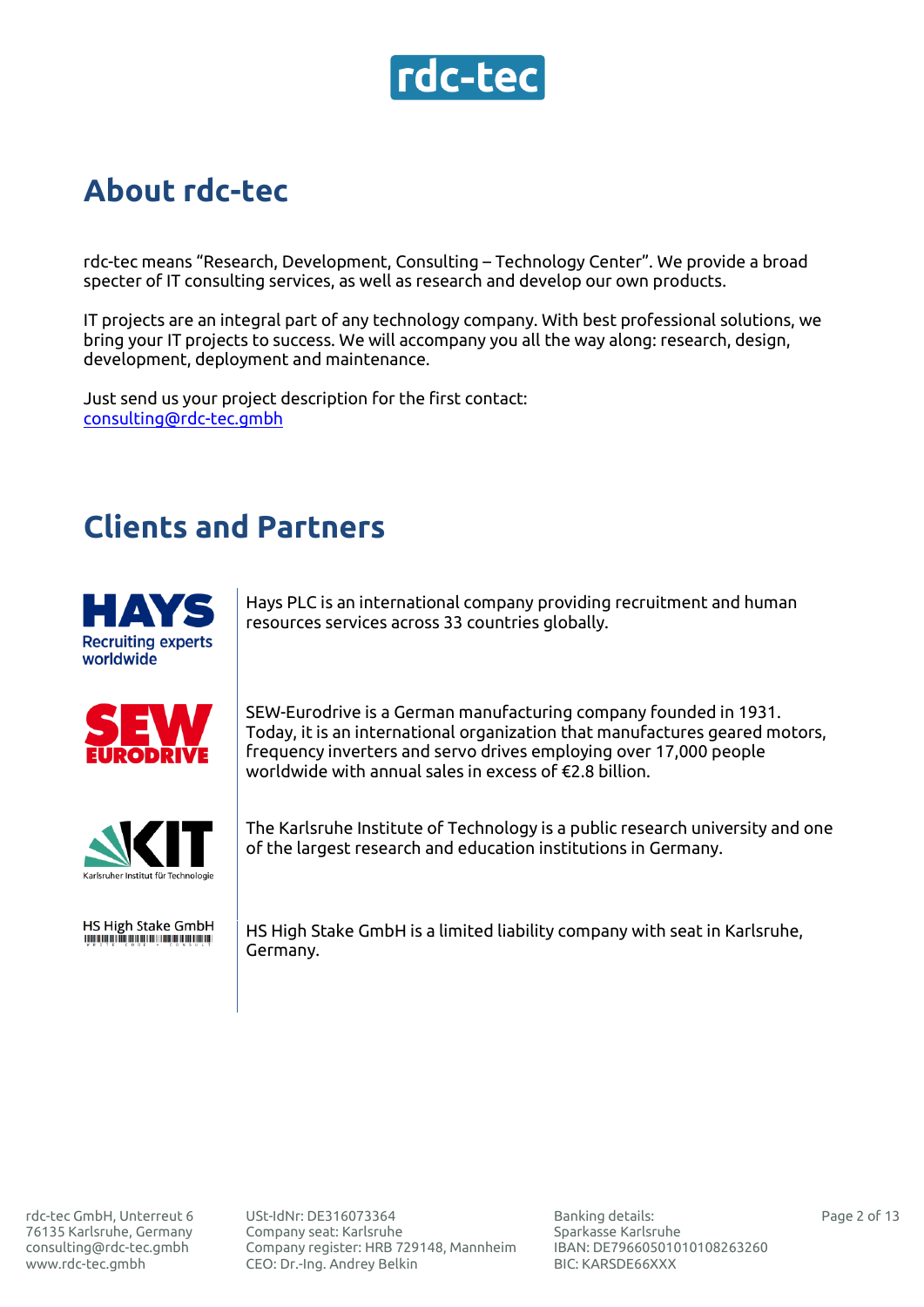# About rdc-tec

rdc-tec means "Research, Development, Consulting – Technology Center". We provide a broad specter of IT consulting services, as well as research and develop our own products.

IT projects are an integral part of any technology company. With best professional solutions, we bring your IT projects to success. We will accompany you all the way along: research, design, development, deployment and maintenance.

Just send us your project description for the first contact:
consulting@rdc-tec.gmbh

# Clients and Partners

**HAYS** Recruiting experts worldwide

Hays PLC is an international company providing recruitment and human resources services across 33 countries globally.

**SEW EURODRIVE**

SEW-Eurodrive is a German manufacturing company founded in 1931. Today, it is an international organization that manufactures geared motors, frequency inverters and servo drives employing over 17,000 people worldwide with annual sales in excess of €2.8 billion.

**KIT** Karlsruher Institut für Technologie

The Karlsruhe Institute of Technology is a public research university and one of the largest research and education institutions in Germany.

**HS High Stake GmbH**

HS High Stake GmbH is a limited liability company with seat in Karlsruhe, Germany.

rdc-tec GmbH, Unterreut 6
76135 Karlsruhe, Germany
consulting@rdc-tec.gmbh
www.rdc-tec.gmbh

USt-IdNr: DE316073364
Company seat: Karlsruhe
Company register: HRB 729148, Mannheim
CEO: Dr.-Ing. Andrey Belkin

Banking details:
Sparkasse Karlsruhe
IBAN: DE79660501010108263260
BIC: KARSDE66XXX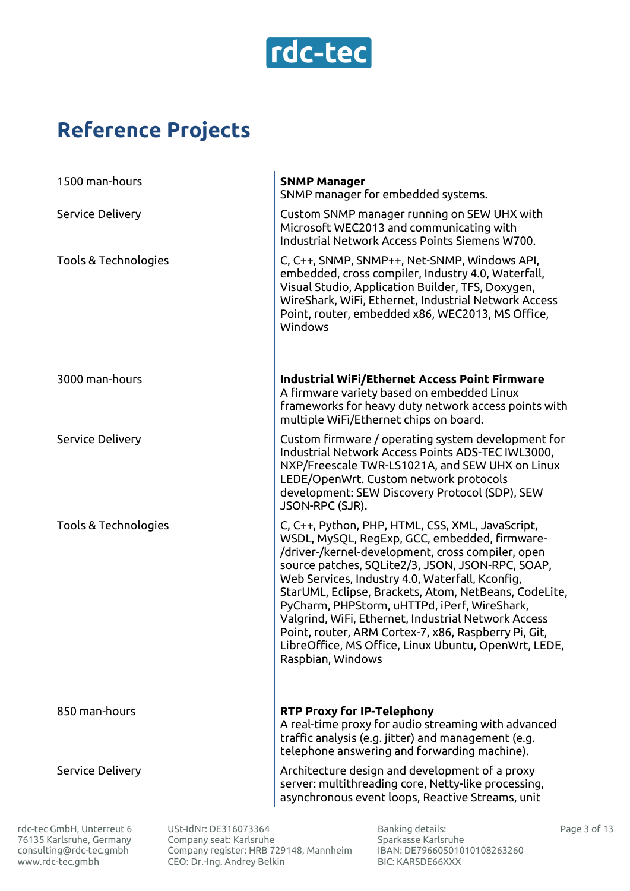rdc-tec

# Reference Projects

| | |
|---|---|
| 1500 man-hours | **SNMP Manager**<br>SNMP manager for embedded systems. |
| Service Delivery | Custom SNMP manager running on SEW UHX with Microsoft WEC2013 and communicating with Industrial Network Access Points Siemens W700. |
| Tools & Technologies | C, C++, SNMP, SNMP++, Net-SNMP, Windows API, embedded, cross compiler, Industry 4.0, Waterfall, Visual Studio, Application Builder, TFS, Doxygen, WireShark, WiFi, Ethernet, Industrial Network Access Point, router, embedded x86, WEC2013, MS Office, Windows |
| 3000 man-hours | **Industrial WiFi/Ethernet Access Point Firmware**<br>A firmware variety based on embedded Linux frameworks for heavy duty network access points with multiple WiFi/Ethernet chips on board. |
| Service Delivery | Custom firmware / operating system development for Industrial Network Access Points ADS-TEC IWL3000, NXP/Freescale TWR-LS1021A, and SEW UHX on Linux LEDE/OpenWrt. Custom network protocols development: SEW Discovery Protocol (SDP), SEW JSON-RPC (SJR). |
| Tools & Technologies | C, C++, Python, PHP, HTML, CSS, XML, JavaScript, WSDL, MySQL, RegExp, GCC, embedded, firmware-/driver-/kernel-development, cross compiler, open source patches, SQLite2/3, JSON, JSON-RPC, SOAP, Web Services, Industry 4.0, Waterfall, Kconfig, StarUML, Eclipse, Brackets, Atom, NetBeans, CodeLite, PyCharm, PHPStorm, uHTTPd, iPerf, WireShark, Valgrind, WiFi, Ethernet, Industrial Network Access Point, router, ARM Cortex-7, x86, Raspberry Pi, Git, LibreOffice, MS Office, Linux Ubuntu, OpenWrt, LEDE, Raspbian, Windows |
| 850 man-hours | **RTP Proxy for IP-Telephony**<br>A real-time proxy for audio streaming with advanced traffic analysis (e.g. jitter) and management (e.g. telephone answering and forwarding machine). |
| Service Delivery | Architecture design and development of a proxy server: multithreading core, Netty-like processing, asynchronous event loops, Reactive Streams, unit |

rdc-tec GmbH, Unterreut 6
76135 Karlsruhe, Germany
consulting@rdc-tec.gmbh
www.rdc-tec.gmbh

USt-IdNr: DE316073364
Company seat: Karlsruhe
Company register: HRB 729148, Mannheim
CEO: Dr.-Ing. Andrey Belkin

Banking details:
Sparkasse Karlsruhe
IBAN: DE79660501010108263260
BIC: KARSDE66XXX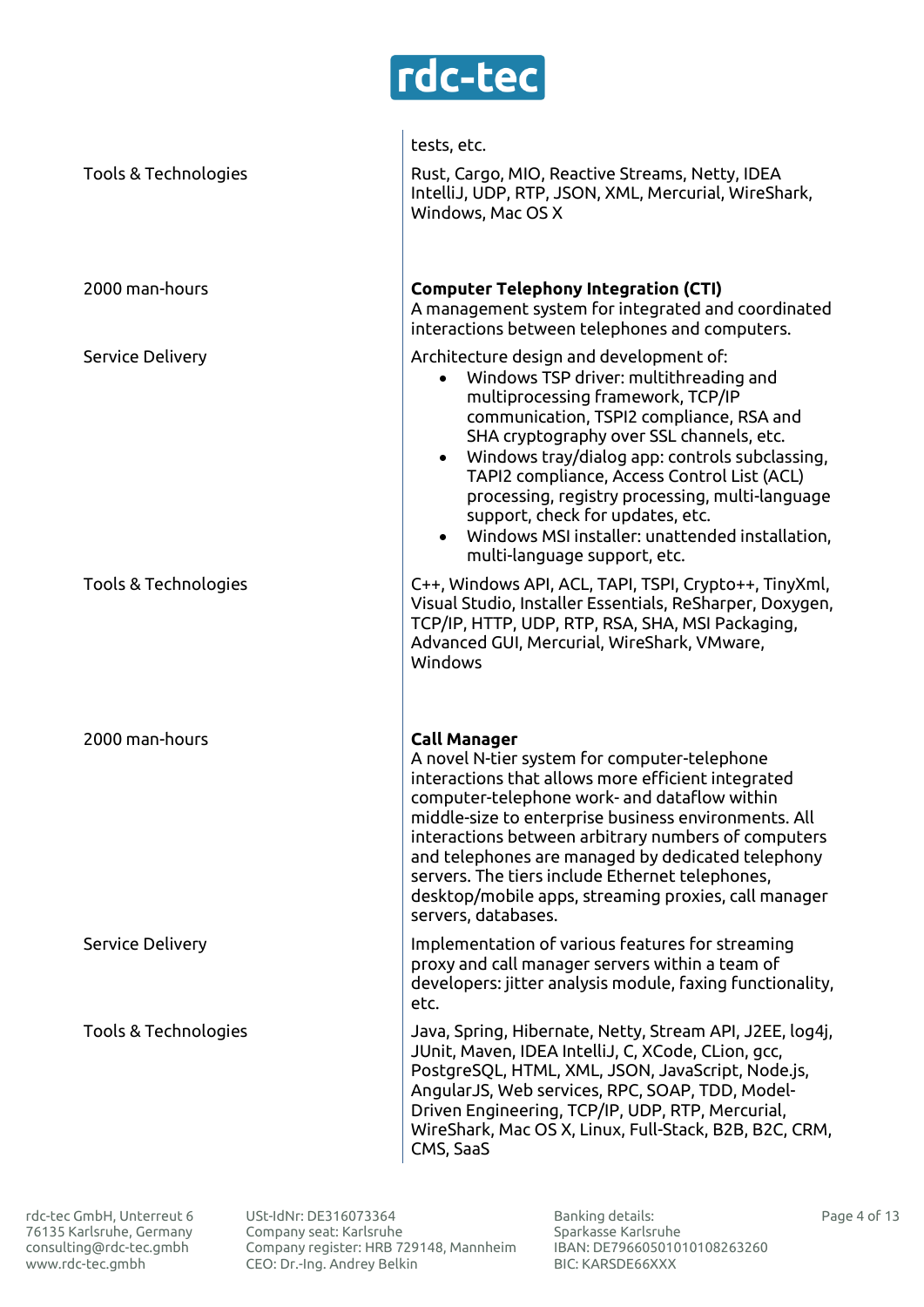| | |
|---|---|
| | tests, etc. |
| Tools & Technologies | Rust, Cargo, MIO, Reactive Streams, Netty, IDEA IntelliJ, UDP, RTP, JSON, XML, Mercurial, WireShark, Windows, Mac OS X |
| 2000 man-hours | **Computer Telephony Integration (CTI)**<br>A management system for integrated and coordinated interactions between telephones and computers. |
| Service Delivery | Architecture design and development of:<br>• Windows TSP driver: multithreading and multiprocessing framework, TCP/IP communication, TSPI2 compliance, RSA and SHA cryptography over SSL channels, etc.<br>• Windows tray/dialog app: controls subclassing, TAPI2 compliance, Access Control List (ACL) processing, registry processing, multi-language support, check for updates, etc.<br>• Windows MSI installer: unattended installation, multi-language support, etc. |
| Tools & Technologies | C++, Windows API, ACL, TAPI, TSPI, Crypto++, TinyXml, Visual Studio, Installer Essentials, ReSharper, Doxygen, TCP/IP, HTTP, UDP, RTP, RSA, SHA, MSI Packaging, Advanced GUI, Mercurial, WireShark, VMware, Windows |
| 2000 man-hours | **Call Manager**<br>A novel N-tier system for computer-telephone interactions that allows more efficient integrated computer-telephone work- and dataflow within middle-size to enterprise business environments. All interactions between arbitrary numbers of computers and telephones are managed by dedicated telephony servers. The tiers include Ethernet telephones, desktop/mobile apps, streaming proxies, call manager servers, databases. |
| Service Delivery | Implementation of various features for streaming proxy and call manager servers within a team of developers: jitter analysis module, faxing functionality, etc. |
| Tools & Technologies | Java, Spring, Hibernate, Netty, Stream API, J2EE, log4j, JUnit, Maven, IDEA IntelliJ, C, XCode, CLion, gcc, PostgreSQL, HTML, XML, JSON, JavaScript, Node.js, AngularJS, Web services, RPC, SOAP, TDD, Model-Driven Engineering, TCP/IP, UDP, RTP, Mercurial, WireShark, Mac OS X, Linux, Full-Stack, B2B, B2C, CRM, CMS, SaaS |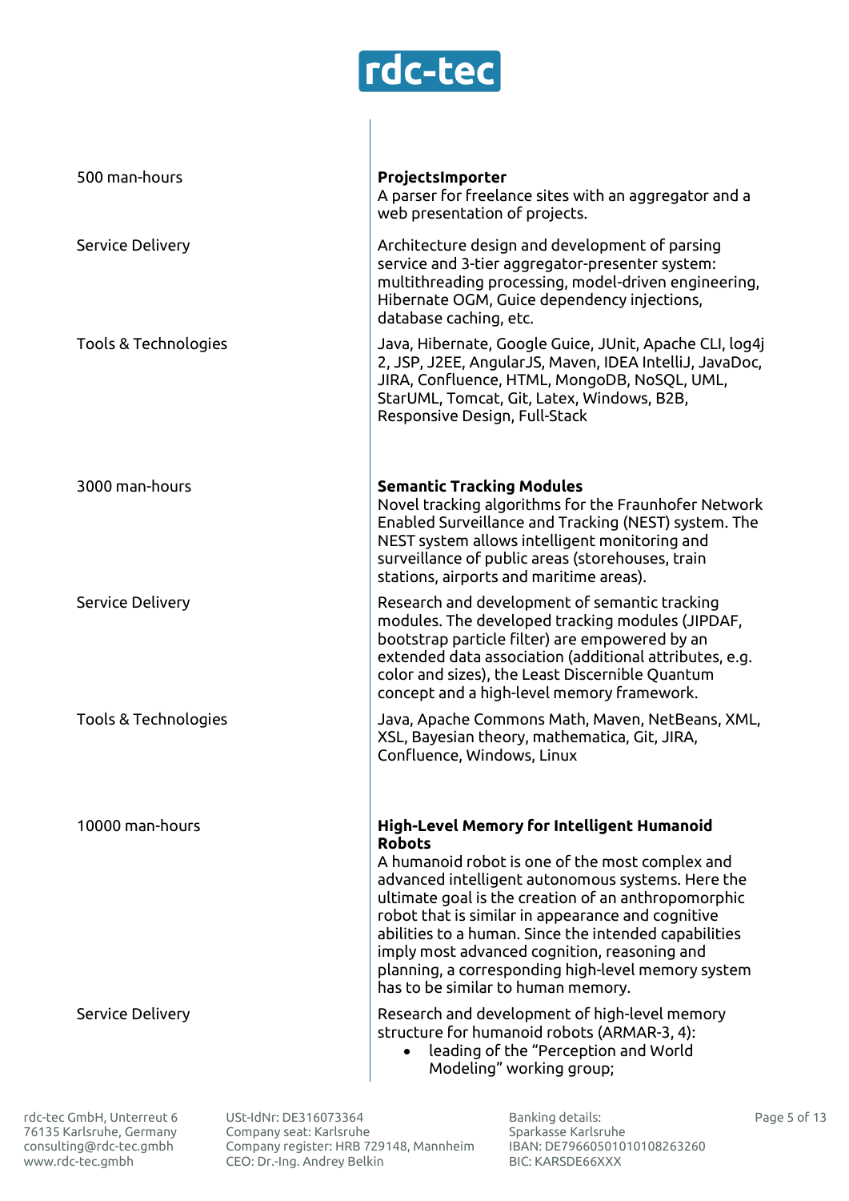| | |
|---|---|
| 500 man-hours | **ProjectsImporter**<br>A parser for freelance sites with an aggregator and a web presentation of projects. |
| Service Delivery | Architecture design and development of parsing service and 3-tier aggregator-presenter system: multithreading processing, model-driven engineering, Hibernate OGM, Guice dependency injections, database caching, etc. |
| Tools & Technologies | Java, Hibernate, Google Guice, JUnit, Apache CLI, log4j 2, JSP, J2EE, AngularJS, Maven, IDEA IntelliJ, JavaDoc, JIRA, Confluence, HTML, MongoDB, NoSQL, UML, StarUML, Tomcat, Git, Latex, Windows, B2B, Responsive Design, Full-Stack |
| 3000 man-hours | **Semantic Tracking Modules**<br>Novel tracking algorithms for the Fraunhofer Network Enabled Surveillance and Tracking (NEST) system. The NEST system allows intelligent monitoring and surveillance of public areas (storehouses, train stations, airports and maritime areas). |
| Service Delivery | Research and development of semantic tracking modules. The developed tracking modules (JIPDAF, bootstrap particle filter) are empowered by an extended data association (additional attributes, e.g. color and sizes), the Least Discernible Quantum concept and a high-level memory framework. |
| Tools & Technologies | Java, Apache Commons Math, Maven, NetBeans, XML, XSL, Bayesian theory, mathematica, Git, JIRA, Confluence, Windows, Linux |
| 10000 man-hours | **High-Level Memory for Intelligent Humanoid Robots**<br>A humanoid robot is one of the most complex and advanced intelligent autonomous systems. Here the ultimate goal is the creation of an anthropomorphic robot that is similar in appearance and cognitive abilities to a human. Since the intended capabilities imply most advanced cognition, reasoning and planning, a corresponding high-level memory system has to be similar to human memory. |
| Service Delivery | Research and development of high-level memory structure for humanoid robots (ARMAR-3, 4):<br>• leading of the "Perception and World Modeling" working group; |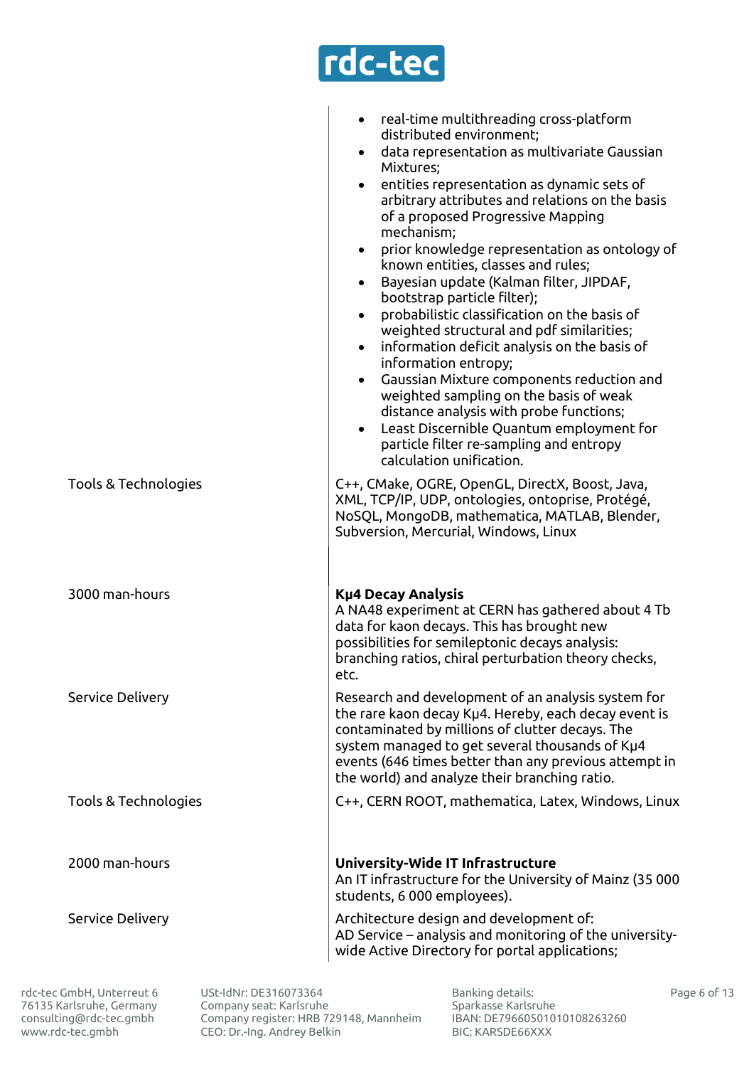| | |
|---|---|
| | • real-time multithreading cross-platform distributed environment;<br>• data representation as multivariate Gaussian Mixtures;<br>• entities representation as dynamic sets of arbitrary attributes and relations on the basis of a proposed Progressive Mapping mechanism;<br>• prior knowledge representation as ontology of known entities, classes and rules;<br>• Bayesian update (Kalman filter, JIPDAF, bootstrap particle filter);<br>• probabilistic classification on the basis of weighted structural and pdf similarities;<br>• information deficit analysis on the basis of information entropy;<br>• Gaussian Mixture components reduction and weighted sampling on the basis of weak distance analysis with probe functions;<br>• Least Discernible Quantum employment for particle filter re-sampling and entropy calculation unification. |
| Tools & Technologies | C++, CMake, OGRE, OpenGL, DirectX, Boost, Java, XML, TCP/IP, UDP, ontologies, ontoprise, Protégé, NoSQL, MongoDB, mathematica, MATLAB, Blender, Subversion, Mercurial, Windows, Linux |
| 3000 man-hours | **Kμ4 Decay Analysis**<br>A NA48 experiment at CERN has gathered about 4 Tb data for kaon decays. This has brought new possibilities for semileptonic decays analysis: branching ratios, chiral perturbation theory checks, etc. |
| Service Delivery | Research and development of an analysis system for the rare kaon decay Kμ4. Hereby, each decay event is contaminated by millions of clutter decays. The system managed to get several thousands of Kμ4 events (646 times better than any previous attempt in the world) and analyze their branching ratio. |
| Tools & Technologies | C++, CERN ROOT, mathematica, Latex, Windows, Linux |
| 2000 man-hours | **University-Wide IT Infrastructure**<br>An IT infrastructure for the University of Mainz (35 000 students, 6 000 employees). |
| Service Delivery | Architecture design and development of:<br>AD Service – analysis and monitoring of the university-wide Active Directory for portal applications; |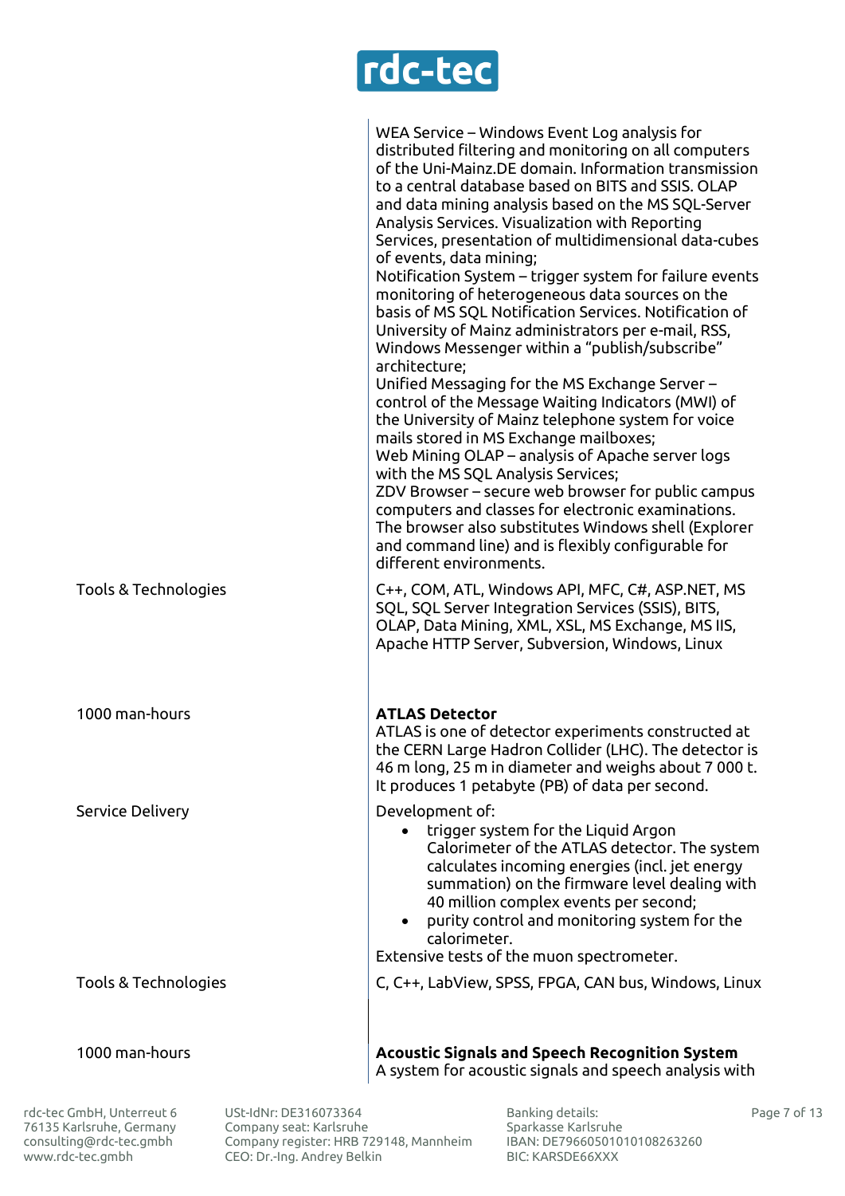| | |
|---|---|
| | WEA Service – Windows Event Log analysis for distributed filtering and monitoring on all computers of the Uni-Mainz.DE domain. Information transmission to a central database based on BITS and SSIS. OLAP and data mining analysis based on the MS SQL-Server Analysis Services. Visualization with Reporting Services, presentation of multidimensional data-cubes of events, data mining;<br>Notification System – trigger system for failure events monitoring of heterogeneous data sources on the basis of MS SQL Notification Services. Notification of University of Mainz administrators per e-mail, RSS, Windows Messenger within a "publish/subscribe" architecture;<br>Unified Messaging for the MS Exchange Server – control of the Message Waiting Indicators (MWI) of the University of Mainz telephone system for voice mails stored in MS Exchange mailboxes;<br>Web Mining OLAP – analysis of Apache server logs with the MS SQL Analysis Services;<br>ZDV Browser – secure web browser for public campus computers and classes for electronic examinations. The browser also substitutes Windows shell (Explorer and command line) and is flexibly configurable for different environments. |
| Tools & Technologies | C++, COM, ATL, Windows API, MFC, C#, ASP.NET, MS SQL, SQL Server Integration Services (SSIS), BITS, OLAP, Data Mining, XML, XSL, MS Exchange, MS IIS, Apache HTTP Server, Subversion, Windows, Linux |
| 1000 man-hours | **ATLAS Detector**<br>ATLAS is one of detector experiments constructed at the CERN Large Hadron Collider (LHC). The detector is 46 m long, 25 m in diameter and weighs about 7 000 t. It produces 1 petabyte (PB) of data per second. |
| Service Delivery | Development of:<br>• trigger system for the Liquid Argon Calorimeter of the ATLAS detector. The system calculates incoming energies (incl. jet energy summation) on the firmware level dealing with 40 million complex events per second;<br>• purity control and monitoring system for the calorimeter.<br>Extensive tests of the muon spectrometer. |
| Tools & Technologies | C, C++, LabView, SPSS, FPGA, CAN bus, Windows, Linux |
| 1000 man-hours | **Acoustic Signals and Speech Recognition System**<br>A system for acoustic signals and speech analysis with |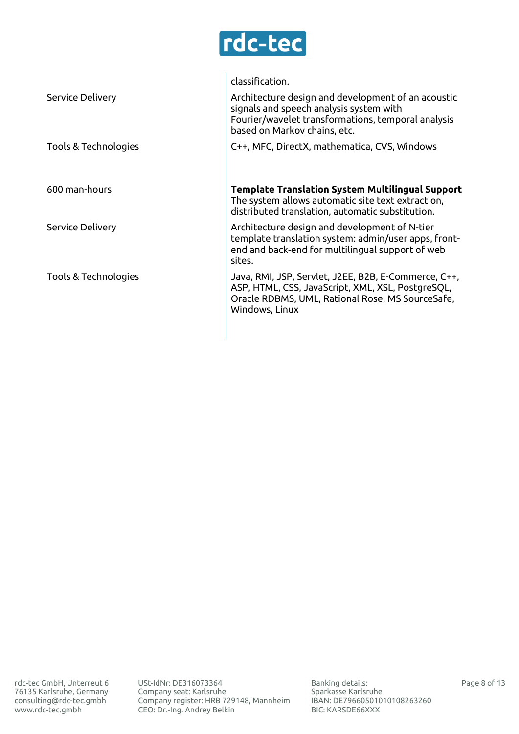| | |
|---|---|
| | classification. |
| Service Delivery | Architecture design and development of an acoustic signals and speech analysis system with Fourier/wavelet transformations, temporal analysis based on Markov chains, etc. |
| Tools & Technologies | C++, MFC, DirectX, mathematica, CVS, Windows |
| 600 man-hours | **Template Translation System Multilingual Support** The system allows automatic site text extraction, distributed translation, automatic substitution. |
| Service Delivery | Architecture design and development of N-tier template translation system: admin/user apps, front-end and back-end for multilingual support of web sites. |
| Tools & Technologies | Java, RMI, JSP, Servlet, J2EE, B2B, E-Commerce, C++, ASP, HTML, CSS, JavaScript, XML, XSL, PostgreSQL, Oracle RDBMS, UML, Rational Rose, MS SourceSafe, Windows, Linux |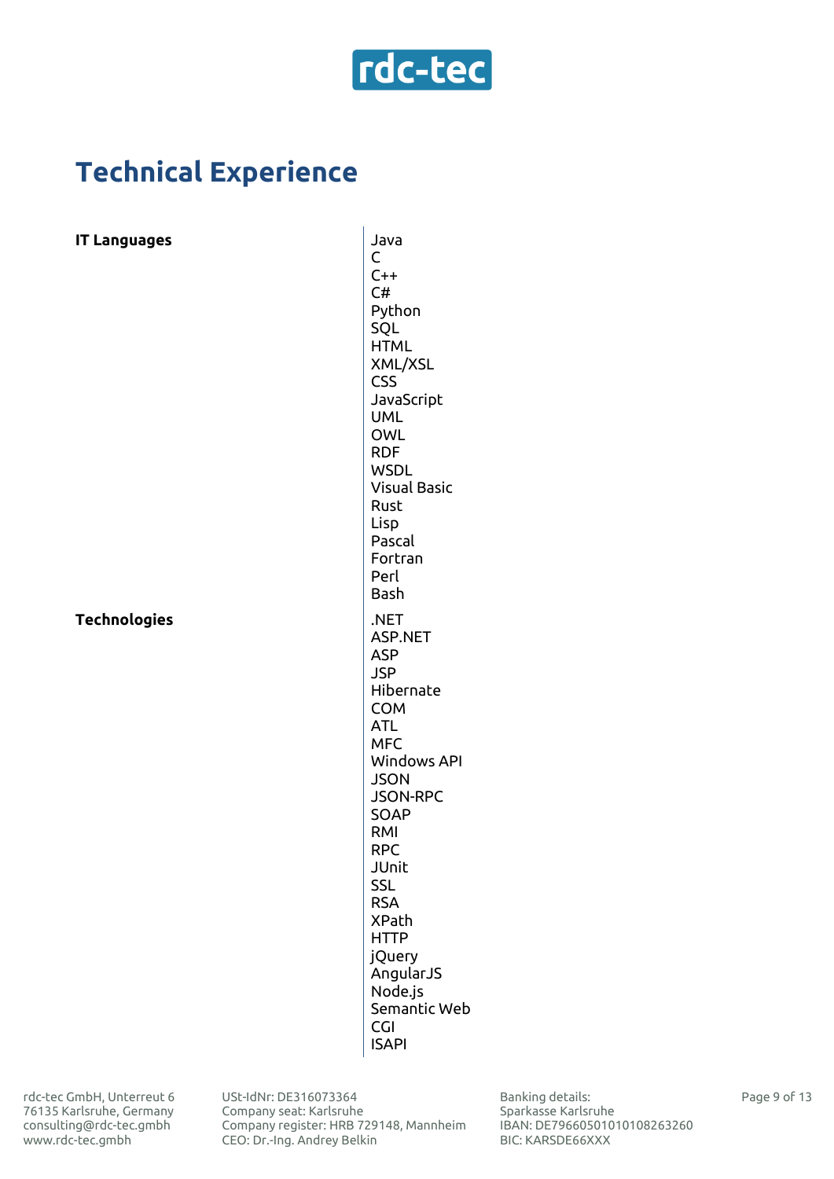# Technical Experience

| | |
|---|---|
| **IT Languages** | Java<br>C<br>C++<br>C#<br>Python<br>SQL<br>HTML<br>XML/XSL<br>CSS<br>JavaScript<br>UML<br>OWL<br>RDF<br>WSDL<br>Visual Basic<br>Rust<br>Lisp<br>Pascal<br>Fortran<br>Perl<br>Bash |
| **Technologies** | .NET<br>ASP.NET<br>ASP<br>JSP<br>Hibernate<br>COM<br>ATL<br>MFC<br>Windows API<br>JSON<br>JSON-RPC<br>SOAP<br>RMI<br>RPC<br>JUnit<br>SSL<br>RSA<br>XPath<br>HTTP<br>jQuery<br>AngularJS<br>Node.js<br>Semantic Web<br>CGI<br>ISAPI |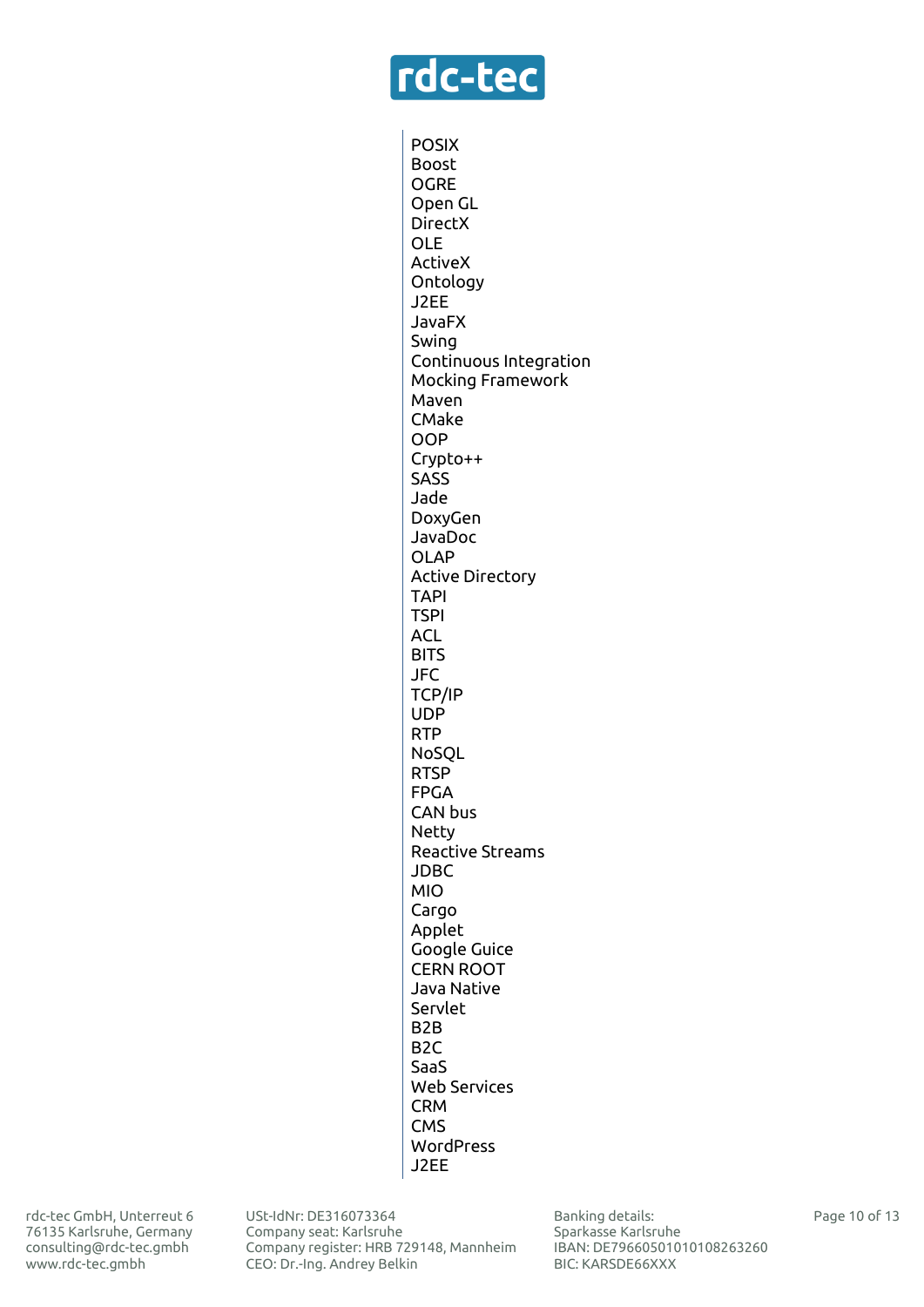POSIX
Boost
OGRE
Open GL
DirectX
OLE
ActiveX
Ontology
J2EE
JavaFX
Swing
Continuous Integration
Mocking Framework
Maven
CMake
OOP
Crypto++
SASS
Jade
DoxyGen
JavaDoc
OLAP
Active Directory
TAPI
TSPI
ACL
BITS
JFC
TCP/IP
UDP
RTP
NoSQL
RTSP
FPGA
CAN bus
Netty
Reactive Streams
JDBC
MIO
Cargo
Applet
Google Guice
CERN ROOT
Java Native
Servlet
B2B
B2C
SaaS
Web Services
CRM
CMS
WordPress
J2EE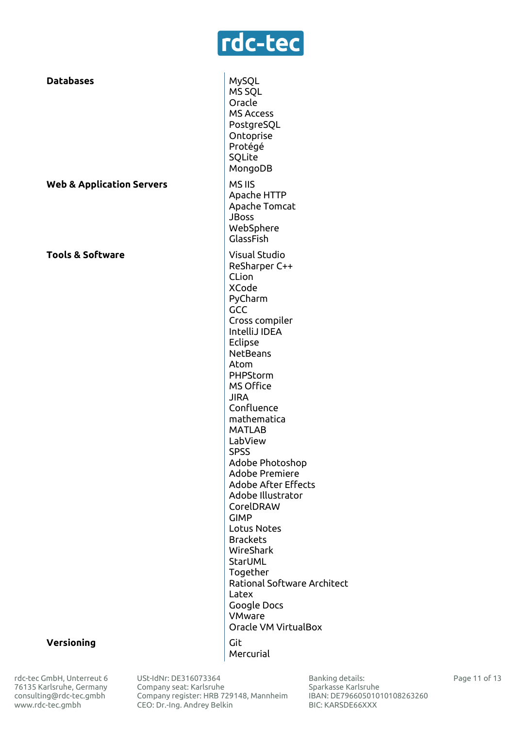| | |
|---|---|
| **Databases** | MySQL<br>MS SQL<br>Oracle<br>MS Access<br>PostgreSQL<br>Ontoprise<br>Protégé<br>SQLite<br>MongoDB |
| **Web & Application Servers** | MS IIS<br>Apache HTTP<br>Apache Tomcat<br>JBoss<br>WebSphere<br>GlassFish |
| **Tools & Software** | Visual Studio<br>ReSharper C++<br>CLion<br>XCode<br>PyCharm<br>GCC<br>Cross compiler<br>IntelliJ IDEA<br>Eclipse<br>NetBeans<br>Atom<br>PHPStorm<br>MS Office<br>JIRA<br>Confluence<br>mathematica<br>MATLAB<br>LabView<br>SPSS<br>Adobe Photoshop<br>Adobe Premiere<br>Adobe After Effects<br>Adobe Illustrator<br>CorelDRAW<br>GIMP<br>Lotus Notes<br>Brackets<br>WireShark<br>StarUML<br>Together<br>Rational Software Architect<br>Latex<br>Google Docs<br>VMware<br>Oracle VM VirtualBox |
| **Versioning** | Git<br>Mercurial |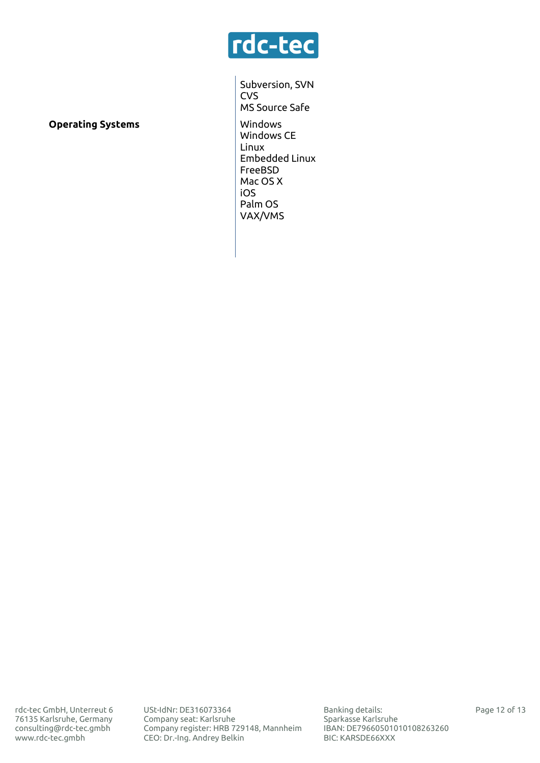Subversion, SVN
CVS
MS Source Safe

**Operating Systems**

Windows
Windows CE
Linux
Embedded Linux
FreeBSD
Mac OS X
iOS
Palm OS
VAX/VMS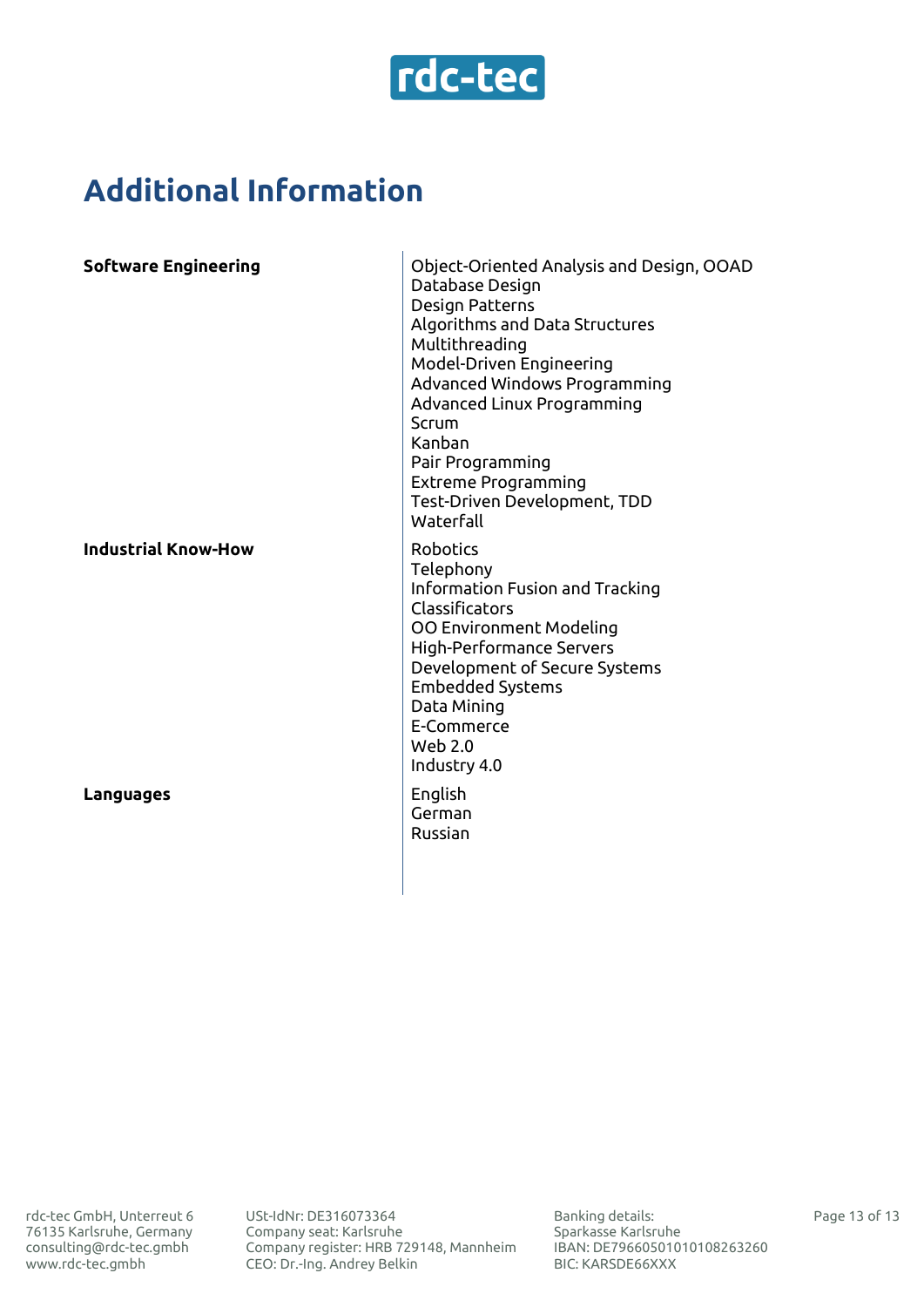# Additional Information

| | |
|---|---|
| **Software Engineering** | Object-Oriented Analysis and Design, OOAD<br>Database Design<br>Design Patterns<br>Algorithms and Data Structures<br>Multithreading<br>Model-Driven Engineering<br>Advanced Windows Programming<br>Advanced Linux Programming<br>Scrum<br>Kanban<br>Pair Programming<br>Extreme Programming<br>Test-Driven Development, TDD<br>Waterfall |
| **Industrial Know-How** | Robotics<br>Telephony<br>Information Fusion and Tracking<br>Classificators<br>OO Environment Modeling<br>High-Performance Servers<br>Development of Secure Systems<br>Embedded Systems<br>Data Mining<br>E-Commerce<br>Web 2.0<br>Industry 4.0 |
| **Languages** | English<br>German<br>Russian |